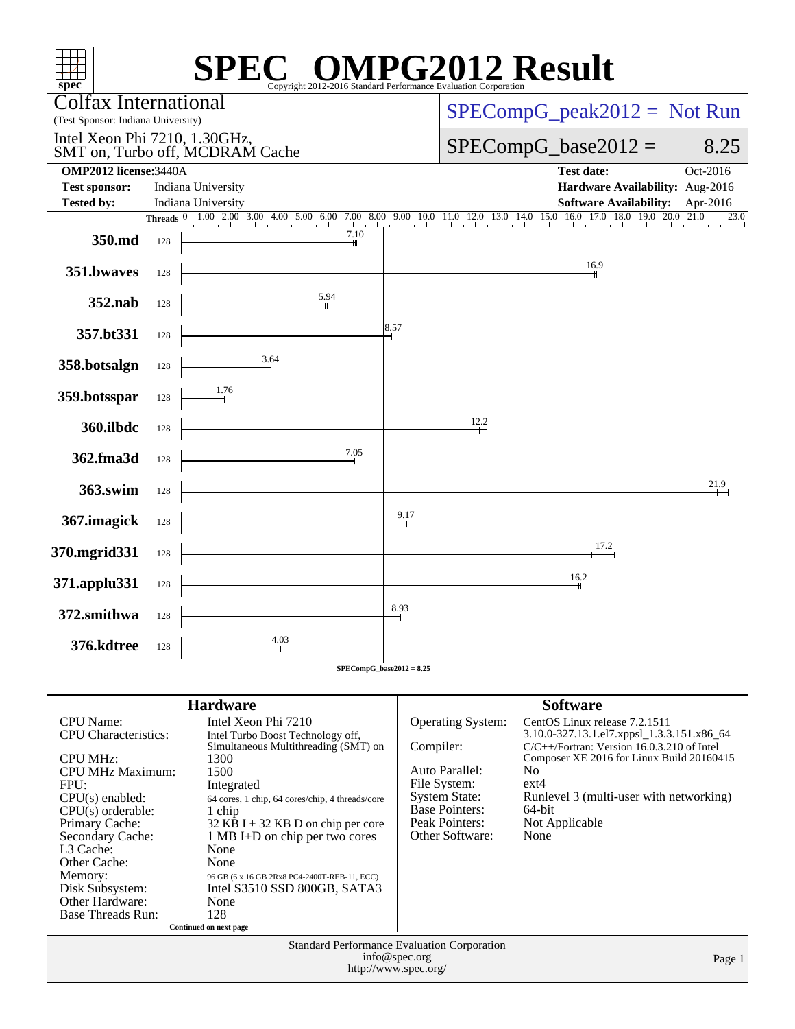# SPEC® OMPG2012 Result

Copyright 2012-2016 Standard Performance Evaluation Corporation

**Colfax International**
(Test Sponsor: Indiana University)

Intel Xeon Phi 7210, 1.30GHz,
SMT on, Turbo off, MCDRAM Cache

SPECompG_peak2012 = Not Run

SPECompG_base2012 = 8.25

| | | | |
|---|---|---|---|
| **OMP2012 license:** | 3440A | **Test date:** | Oct-2016 |
| **Test sponsor:** | Indiana University | **Hardware Availability:** | Aug-2016 |
| **Tested by:** | Indiana University | **Software Availability:** | Apr-2016 |

| Benchmark | Threads | Base Ratio |
|---|---|---|
| 350.md | 128 | 7.10 |
| 351.bwaves | 128 | 16.9 |
| 352.nab | 128 | 5.94 |
| 357.bt331 | 128 | 8.57 |
| 358.botsalgn | 128 | 3.64 |
| 359.botsspar | 128 | 1.76 |
| 360.ilbdc | 128 | 12.2 |
| 362.fma3d | 128 | 7.05 |
| 363.swim | 128 | 21.9 |
| 367.imagick | 128 | 9.17 |
| 370.mgrid331 | 128 | 17.2 |
| 371.applu331 | 128 | 16.2 |
| 372.smithwa | 128 | 8.93 |
| 376.kdtree | 128 | 4.03 |

SPECompG_base2012 = 8.25

## Hardware

| | |
|---|---|
| CPU Name: | Intel Xeon Phi 7210 |
| CPU Characteristics: | Intel Turbo Boost Technology off, Simultaneous Multithreading (SMT) on |
| CPU MHz: | 1300 |
| CPU MHz Maximum: | 1500 |
| FPU: | Integrated |
| CPU(s) enabled: | 64 cores, 1 chip, 64 cores/chip, 4 threads/core |
| CPU(s) orderable: | 1 chip |
| Primary Cache: | 32 KB I + 32 KB D on chip per core |
| Secondary Cache: | 1 MB I+D on chip per two cores |
| L3 Cache: | None |
| Other Cache: | None |
| Memory: | 96 GB (6 x 16 GB 2Rx8 PC4-2400T-REB-11, ECC) |
| Disk Subsystem: | Intel S3510 SSD 800GB, SATA3 |
| Other Hardware: | None |
| Base Threads Run: | 128 |

Continued on next page

## Software

| | |
|---|---|
| Operating System: | CentOS Linux release 7.2.1511 3.10.0-327.13.1.el7.xppsl_1.3.3.151.x86_64 |
| Compiler: | C/C++/Fortran: Version 16.0.3.210 of Intel Composer XE 2016 for Linux Build 20160415 |
| Auto Parallel: | No |
| File System: | ext4 |
| System State: | Runlevel 3 (multi-user with networking) |
| Base Pointers: | 64-bit |
| Peak Pointers: | Not Applicable |
| Other Software: | None |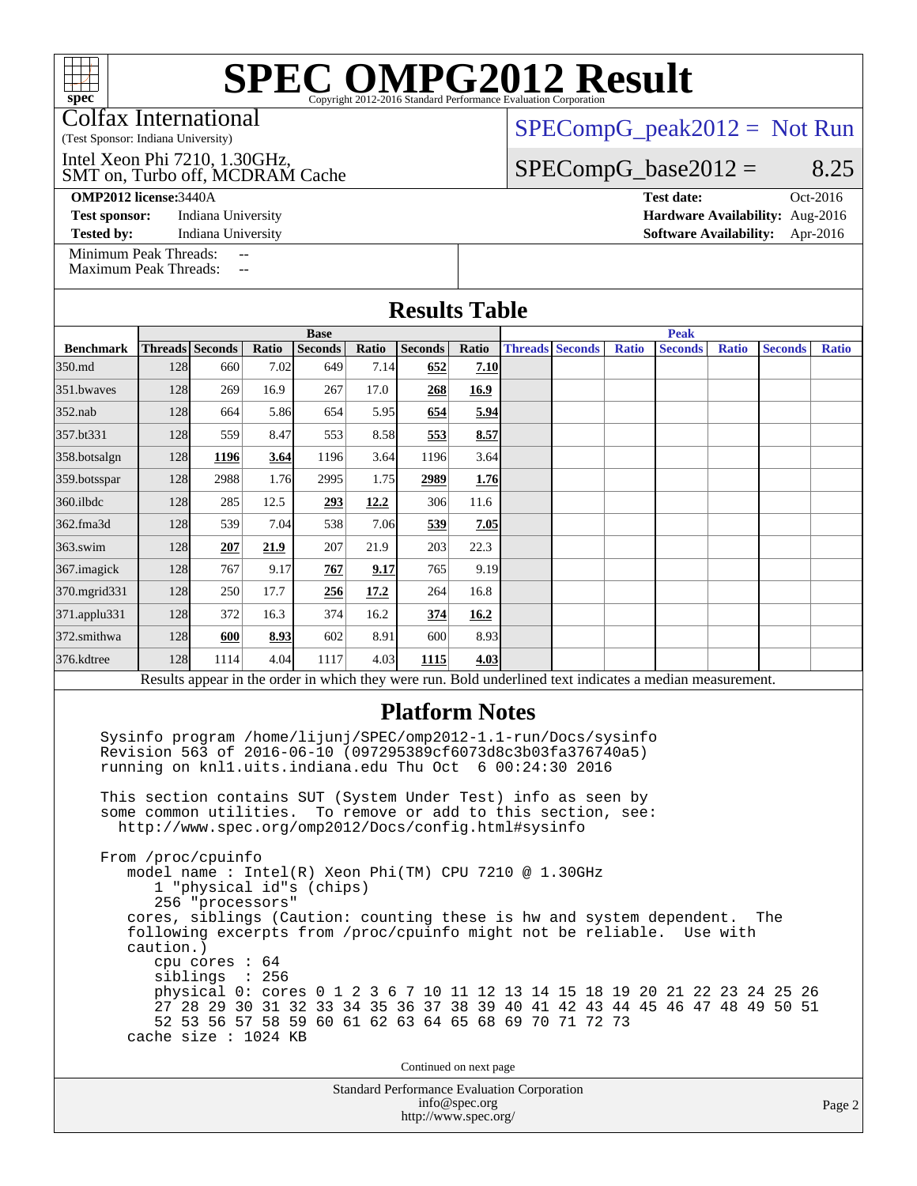# SPEC OMPG2012 Result

Copyright 2012-2016 Standard Performance Evaluation Corporation

Colfax International
(Test Sponsor: Indiana University)

Intel Xeon Phi 7210, 1.30GHz,
SMT on, Turbo off, MCDRAM Cache

SPECompG_peak2012 = Not Run

SPECompG_base2012 = 8.25

**OMP2012 license:** 3440A
**Test sponsor:** Indiana University
**Tested by:** Indiana University

**Test date:** Oct-2016
**Hardware Availability:** Aug-2016
**Software Availability:** Apr-2016

Minimum Peak Threads: --
Maximum Peak Threads: --

## Results Table

| Benchmark | Base | | | | | | | Peak | | | | | | |
|---|---|---|---|---|---|---|---|---|---|---|---|---|---|---|
| | Threads | Seconds | Ratio | Seconds | Ratio | Seconds | Ratio | Threads | Seconds | Ratio | Seconds | Ratio | Seconds | Ratio |
| 350.md | 128 | 660 | 7.02 | 649 | 7.14 | **652** | **7.10** | | | | | | | |
| 351.bwaves | 128 | 269 | 16.9 | 267 | 17.0 | **268** | **16.9** | | | | | | | |
| 352.nab | 128 | 664 | 5.86 | 654 | 5.95 | **654** | **5.94** | | | | | | | |
| 357.bt331 | 128 | 559 | 8.47 | 553 | 8.58 | **553** | **8.57** | | | | | | | |
| 358.botsalgn | 128 | **1196** | **3.64** | 1196 | 3.64 | 1196 | 3.64 | | | | | | | |
| 359.botsspar | 128 | 2988 | 1.76 | 2995 | 1.75 | **2989** | **1.76** | | | | | | | |
| 360.ilbdc | 128 | 285 | 12.5 | **293** | **12.2** | 306 | 11.6 | | | | | | | |
| 362.fma3d | 128 | 539 | 7.04 | 538 | 7.06 | **539** | **7.05** | | | | | | | |
| 363.swim | 128 | **207** | **21.9** | 207 | 21.9 | 203 | 22.3 | | | | | | | |
| 367.imagick | 128 | 767 | 9.17 | **767** | **9.17** | 765 | 9.19 | | | | | | | |
| 370.mgrid331 | 128 | 250 | 17.7 | **256** | **17.2** | 264 | 16.8 | | | | | | | |
| 371.applu331 | 128 | 372 | 16.3 | 374 | 16.2 | **374** | **16.2** | | | | | | | |
| 372.smithwa | 128 | **600** | **8.93** | 602 | 8.91 | 600 | 8.93 | | | | | | | |
| 376.kdtree | 128 | 1114 | 4.04 | 1117 | 4.03 | **1115** | **4.03** | | | | | | | |

Results appear in the order in which they were run. Bold underlined text indicates a median measurement.

## Platform Notes

```
Sysinfo program /home/lijunj/SPEC/omp2012-1.1-run/Docs/sysinfo
Revision 563 of 2016-06-10 (097295389cf6073d8c3b03fa376740a5)
running on knl1.uits.indiana.edu Thu Oct  6 00:24:30 2016

This section contains SUT (System Under Test) info as seen by
some common utilities.  To remove or add to this section, see:
  http://www.spec.org/omp2012/Docs/config.html#sysinfo

From /proc/cpuinfo
   model name : Intel(R) Xeon Phi(TM) CPU 7210 @ 1.30GHz
      1 "physical id"s (chips)
      256 "processors"
   cores, siblings (Caution: counting these is hw and system dependent.  The
   following excerpts from /proc/cpuinfo might not be reliable.  Use with
   caution.)
      cpu cores : 64
      siblings  : 256
      physical 0: cores 0 1 2 3 6 7 10 11 12 13 14 15 18 19 20 21 22 23 24 25 26
      27 28 29 30 31 32 33 34 35 36 37 38 39 40 41 42 43 44 45 46 47 48 49 50 51
      52 53 56 57 58 59 60 61 62 63 64 65 68 69 70 71 72 73
   cache size : 1024 KB
```

Continued on next page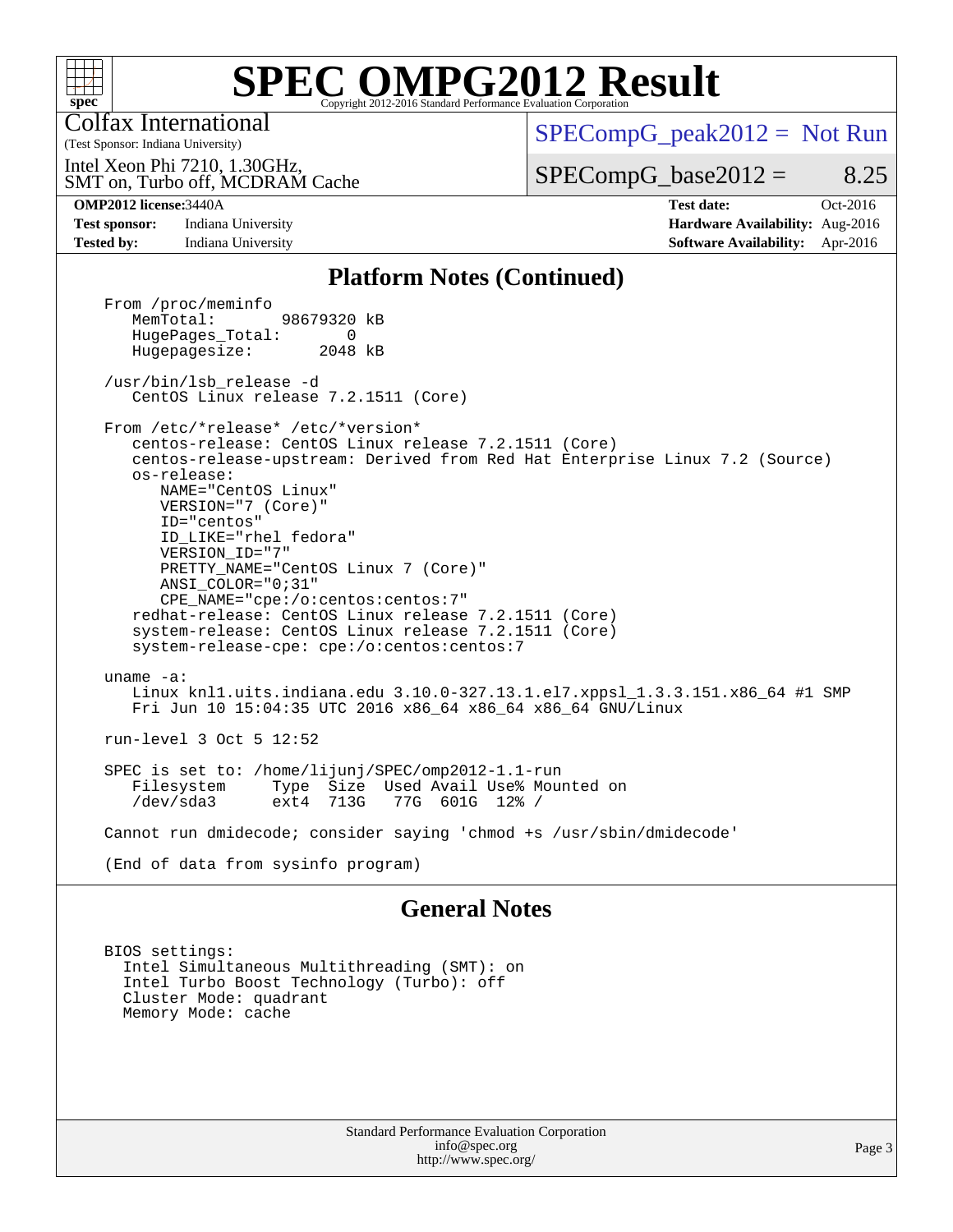# SPEC OMPG2012 Result

Copyright 2012-2016 Standard Performance Evaluation Corporation

Colfax International
(Test Sponsor: Indiana University)

Intel Xeon Phi 7210, 1.30GHz,
SMT on, Turbo off, MCDRAM Cache

SPECompG_peak2012 = Not Run

SPECompG_base2012 = 8.25

| **OMP2012 license:** 3440A | | **Test date:** | Oct-2016 |
|---|---|---|---|
| **Test sponsor:** | Indiana University | **Hardware Availability:** | Aug-2016 |
| **Tested by:** | Indiana University | **Software Availability:** | Apr-2016 |

## Platform Notes (Continued)

```
From /proc/meminfo
   MemTotal:       98679320 kB
   HugePages_Total:       0
   Hugepagesize:       2048 kB

/usr/bin/lsb_release -d
   CentOS Linux release 7.2.1511 (Core)

From /etc/*release* /etc/*version*
   centos-release: CentOS Linux release 7.2.1511 (Core)
   centos-release-upstream: Derived from Red Hat Enterprise Linux 7.2 (Source)
   os-release:
      NAME="CentOS Linux"
      VERSION="7 (Core)"
      ID="centos"
      ID_LIKE="rhel fedora"
      VERSION_ID="7"
      PRETTY_NAME="CentOS Linux 7 (Core)"
      ANSI_COLOR="0;31"
      CPE_NAME="cpe:/o:centos:centos:7"
   redhat-release: CentOS Linux release 7.2.1511 (Core)
   system-release: CentOS Linux release 7.2.1511 (Core)
   system-release-cpe: cpe:/o:centos:centos:7

uname -a:
   Linux knl1.uits.indiana.edu 3.10.0-327.13.1.el7.xppsl_1.3.3.151.x86_64 #1 SMP
   Fri Jun 10 15:04:35 UTC 2016 x86_64 x86_64 x86_64 GNU/Linux

run-level 3 Oct 5 12:52

SPEC is set to: /home/lijunj/SPEC/omp2012-1.1-run
   Filesystem     Type  Size  Used Avail Use% Mounted on
   /dev/sda3      ext4  713G   77G  601G  12% /

Cannot run dmidecode; consider saying 'chmod +s /usr/sbin/dmidecode'

(End of data from sysinfo program)
```

## General Notes

```
BIOS settings:
  Intel Simultaneous Multithreading (SMT): on
  Intel Turbo Boost Technology (Turbo): off
  Cluster Mode: quadrant
  Memory Mode: cache
```

Standard Performance Evaluation Corporation
info@spec.org
http://www.spec.org/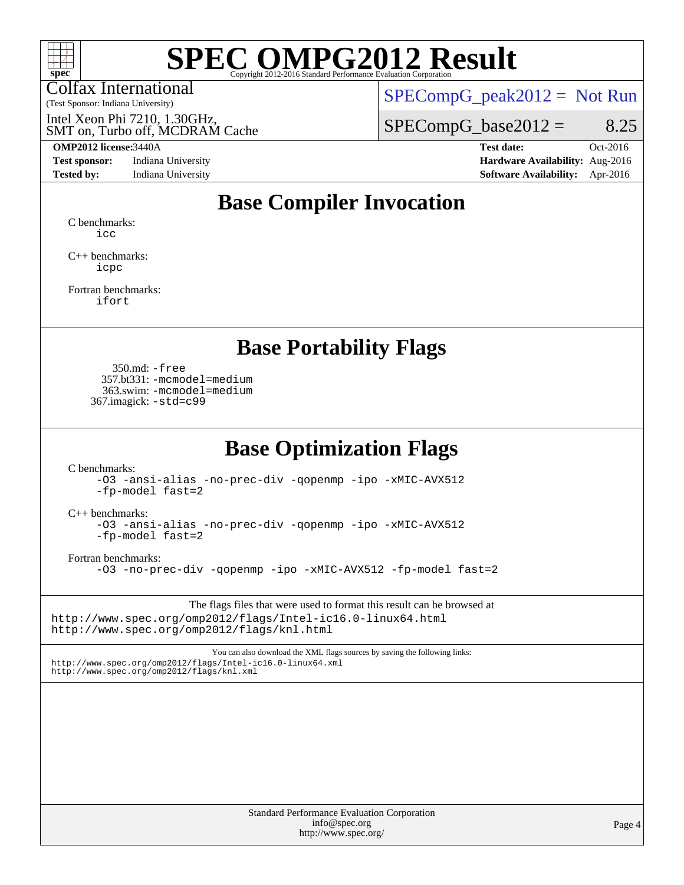Colfax International

(Test Sponsor: Indiana University)

Intel Xeon Phi 7210, 1.30GHz, SMT on, Turbo off, MCDRAM Cache

SPECompG_peak2012 = Not Run

SPECompG_base2012 = 8.25

| | | | |
|---|---|---|---|
| **OMP2012 license:** | 3440A | **Test date:** | Oct-2016 |
| **Test sponsor:** | Indiana University | **Hardware Availability:** | Aug-2016 |
| **Tested by:** | Indiana University | **Software Availability:** | Apr-2016 |

## Base Compiler Invocation

C benchmarks:
`icc`

C++ benchmarks:
`icpc`

Fortran benchmarks:
`ifort`

## Base Portability Flags

350.md: `-free`
357.bt331: `-mcmodel=medium`
363.swim: `-mcmodel=medium`
367.imagick: `-std=c99`

## Base Optimization Flags

C benchmarks:
`-O3 -ansi-alias -no-prec-div -qopenmp -ipo -xMIC-AVX512 -fp-model fast=2`

C++ benchmarks:
`-O3 -ansi-alias -no-prec-div -qopenmp -ipo -xMIC-AVX512 -fp-model fast=2`

Fortran benchmarks:
`-O3 -no-prec-div -qopenmp -ipo -xMIC-AVX512 -fp-model fast=2`

The flags files that were used to format this result can be browsed at
http://www.spec.org/omp2012/flags/Intel-ic16.0-linux64.html
http://www.spec.org/omp2012/flags/knl.html

You can also download the XML flags sources by saving the following links:
http://www.spec.org/omp2012/flags/Intel-ic16.0-linux64.xml
http://www.spec.org/omp2012/flags/knl.xml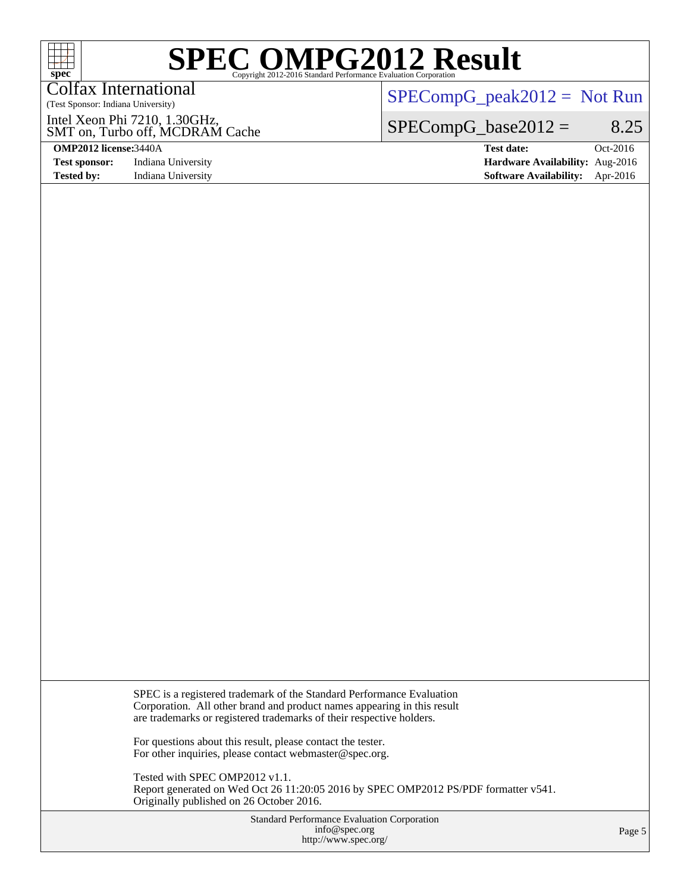SPEC is a registered trademark of the Standard Performance Evaluation Corporation. All other brand and product names appearing in this result are trademarks or registered trademarks of their respective holders.

For questions about this result, please contact the tester.
For other inquiries, please contact webmaster@spec.org.

Tested with SPEC OMP2012 v1.1.
Report generated on Wed Oct 26 11:20:05 2016 by SPEC OMP2012 PS/PDF formatter v541.
Originally published on 26 October 2016.